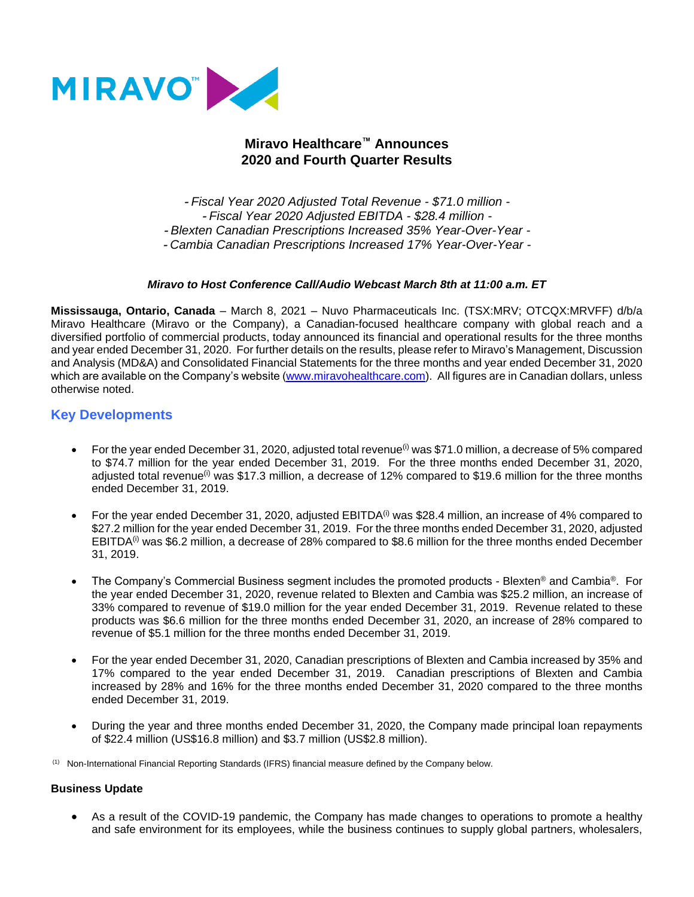MIRAVO™

# Miravo Healthcare™ Announces 2020 and Fourth Quarter Results

*- Fiscal Year 2020 Adjusted Total Revenue - $71.0 million -*
*- Fiscal Year 2020 Adjusted EBITDA - $28.4 million -*
*- Blexten Canadian Prescriptions Increased 35% Year-Over-Year -*
*- Cambia Canadian Prescriptions Increased 17% Year-Over-Year -*

***Miravo to Host Conference Call/Audio Webcast March 8th at 11:00 a.m. ET***

**Mississauga, Ontario, Canada** – March 8, 2021 – Nuvo Pharmaceuticals Inc. (TSX:MRV; OTCQX:MRVFF) d/b/a Miravo Healthcare (Miravo or the Company), a Canadian-focused healthcare company with global reach and a diversified portfolio of commercial products, today announced its financial and operational results for the three months and year ended December 31, 2020. For further details on the results, please refer to Miravo's Management, Discussion and Analysis (MD&A) and Consolidated Financial Statements for the three months and year ended December 31, 2020 which are available on the Company's website (www.miravohealthcare.com). All figures are in Canadian dollars, unless otherwise noted.

## Key Developments

- For the year ended December 31, 2020, adjusted total revenue[i] was $71.0 million, a decrease of 5% compared to $74.7 million for the year ended December 31, 2019. For the three months ended December 31, 2020, adjusted total revenue[i] was $17.3 million, a decrease of 12% compared to $19.6 million for the three months ended December 31, 2019.

- For the year ended December 31, 2020, adjusted EBITDA[i] was $28.4 million, an increase of 4% compared to $27.2 million for the year ended December 31, 2019. For the three months ended December 31, 2020, adjusted EBITDA[i] was $6.2 million, a decrease of 28% compared to $8.6 million for the three months ended December 31, 2019.

- The Company's Commercial Business segment includes the promoted products - Blexten® and Cambia®. For the year ended December 31, 2020, revenue related to Blexten and Cambia was $25.2 million, an increase of 33% compared to revenue of $19.0 million for the year ended December 31, 2019. Revenue related to these products was $6.6 million for the three months ended December 31, 2020, an increase of 28% compared to revenue of $5.1 million for the three months ended December 31, 2019.

- For the year ended December 31, 2020, Canadian prescriptions of Blexten and Cambia increased by 35% and 17% compared to the year ended December 31, 2019. Canadian prescriptions of Blexten and Cambia increased by 28% and 16% for the three months ended December 31, 2020 compared to the three months ended December 31, 2019.

- During the year and three months ended December 31, 2020, the Company made principal loan repayments of $22.4 million (US$16.8 million) and $3.7 million (US$2.8 million).

[1] Non-International Financial Reporting Standards (IFRS) financial measure defined by the Company below.

### Business Update

- As a result of the COVID-19 pandemic, the Company has made changes to operations to promote a healthy and safe environment for its employees, while the business continues to supply global partners, wholesalers,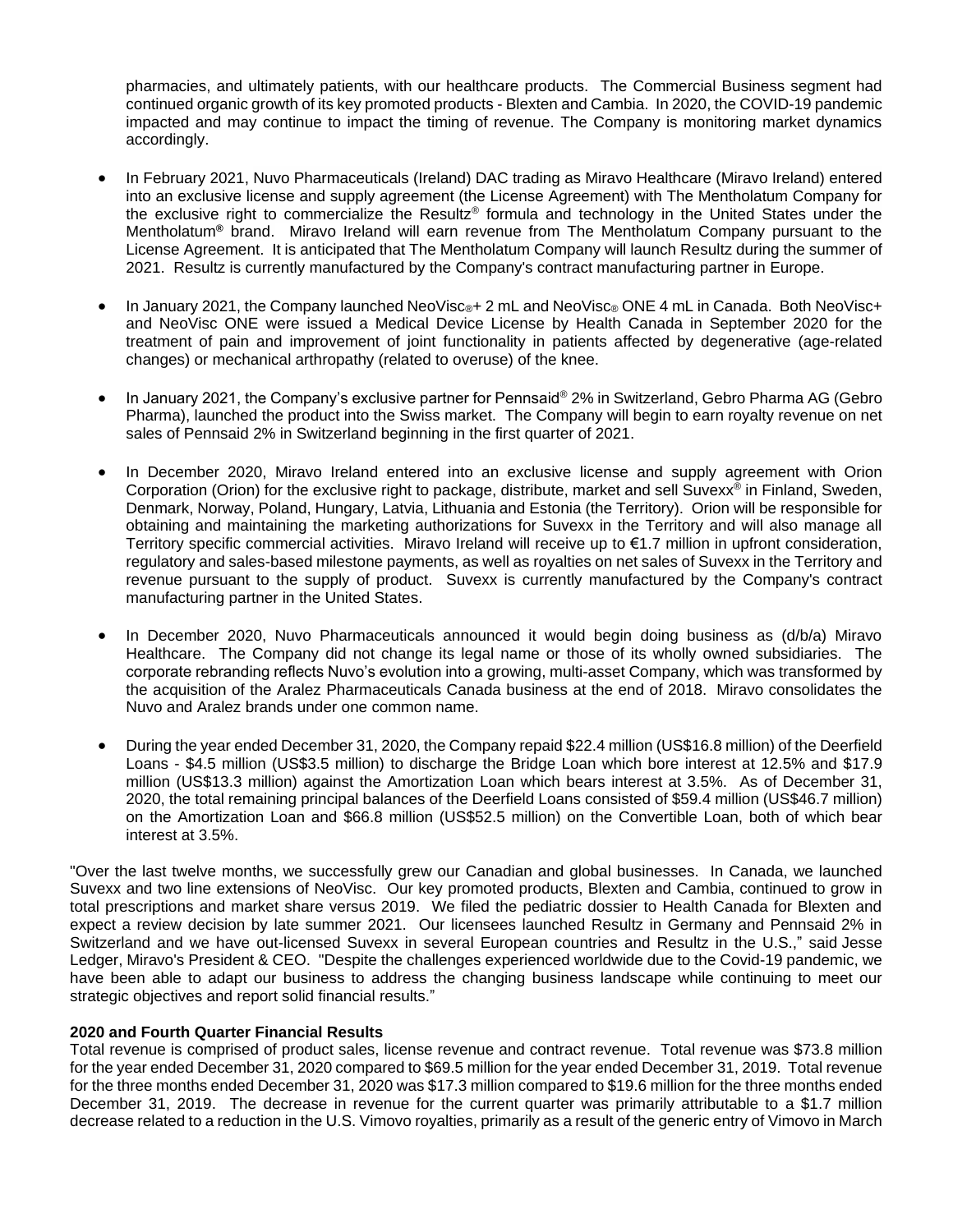pharmacies, and ultimately patients, with our healthcare products. The Commercial Business segment had continued organic growth of its key promoted products - Blexten and Cambia. In 2020, the COVID-19 pandemic impacted and may continue to impact the timing of revenue. The Company is monitoring market dynamics accordingly.

- In February 2021, Nuvo Pharmaceuticals (Ireland) DAC trading as Miravo Healthcare (Miravo Ireland) entered into an exclusive license and supply agreement (the License Agreement) with The Mentholatum Company for the exclusive right to commercialize the Resultz® formula and technology in the United States under the Mentholatum® brand. Miravo Ireland will earn revenue from The Mentholatum Company pursuant to the License Agreement. It is anticipated that The Mentholatum Company will launch Resultz during the summer of 2021. Resultz is currently manufactured by the Company's contract manufacturing partner in Europe.

- In January 2021, the Company launched NeoVisc®+ 2 mL and NeoVisc® ONE 4 mL in Canada. Both NeoVisc+ and NeoVisc ONE were issued a Medical Device License by Health Canada in September 2020 for the treatment of pain and improvement of joint functionality in patients affected by degenerative (age-related changes) or mechanical arthropathy (related to overuse) of the knee.

- In January 2021, the Company's exclusive partner for Pennsaid® 2% in Switzerland, Gebro Pharma AG (Gebro Pharma), launched the product into the Swiss market. The Company will begin to earn royalty revenue on net sales of Pennsaid 2% in Switzerland beginning in the first quarter of 2021.

- In December 2020, Miravo Ireland entered into an exclusive license and supply agreement with Orion Corporation (Orion) for the exclusive right to package, distribute, market and sell Suvexx® in Finland, Sweden, Denmark, Norway, Poland, Hungary, Latvia, Lithuania and Estonia (the Territory). Orion will be responsible for obtaining and maintaining the marketing authorizations for Suvexx in the Territory and will also manage all Territory specific commercial activities. Miravo Ireland will receive up to €1.7 million in upfront consideration, regulatory and sales-based milestone payments, as well as royalties on net sales of Suvexx in the Territory and revenue pursuant to the supply of product. Suvexx is currently manufactured by the Company's contract manufacturing partner in the United States.

- In December 2020, Nuvo Pharmaceuticals announced it would begin doing business as (d/b/a) Miravo Healthcare. The Company did not change its legal name or those of its wholly owned subsidiaries. The corporate rebranding reflects Nuvo's evolution into a growing, multi-asset Company, which was transformed by the acquisition of the Aralez Pharmaceuticals Canada business at the end of 2018. Miravo consolidates the Nuvo and Aralez brands under one common name.

- During the year ended December 31, 2020, the Company repaid $22.4 million (US$16.8 million) of the Deerfield Loans - $4.5 million (US$3.5 million) to discharge the Bridge Loan which bore interest at 12.5% and $17.9 million (US$13.3 million) against the Amortization Loan which bears interest at 3.5%. As of December 31, 2020, the total remaining principal balances of the Deerfield Loans consisted of $59.4 million (US$46.7 million) on the Amortization Loan and $66.8 million (US$52.5 million) on the Convertible Loan, both of which bear interest at 3.5%.

"Over the last twelve months, we successfully grew our Canadian and global businesses. In Canada, we launched Suvexx and two line extensions of NeoVisc. Our key promoted products, Blexten and Cambia, continued to grow in total prescriptions and market share versus 2019. We filed the pediatric dossier to Health Canada for Blexten and expect a review decision by late summer 2021. Our licensees launched Resultz in Germany and Pennsaid 2% in Switzerland and we have out-licensed Suvexx in several European countries and Resultz in the U.S.," said Jesse Ledger, Miravo's President & CEO. "Despite the challenges experienced worldwide due to the Covid-19 pandemic, we have been able to adapt our business to address the changing business landscape while continuing to meet our strategic objectives and report solid financial results."

**2020 and Fourth Quarter Financial Results**

Total revenue is comprised of product sales, license revenue and contract revenue. Total revenue was $73.8 million for the year ended December 31, 2020 compared to $69.5 million for the year ended December 31, 2019. Total revenue for the three months ended December 31, 2020 was $17.3 million compared to $19.6 million for the three months ended December 31, 2019. The decrease in revenue for the current quarter was primarily attributable to a $1.7 million decrease related to a reduction in the U.S. Vimovo royalties, primarily as a result of the generic entry of Vimovo in March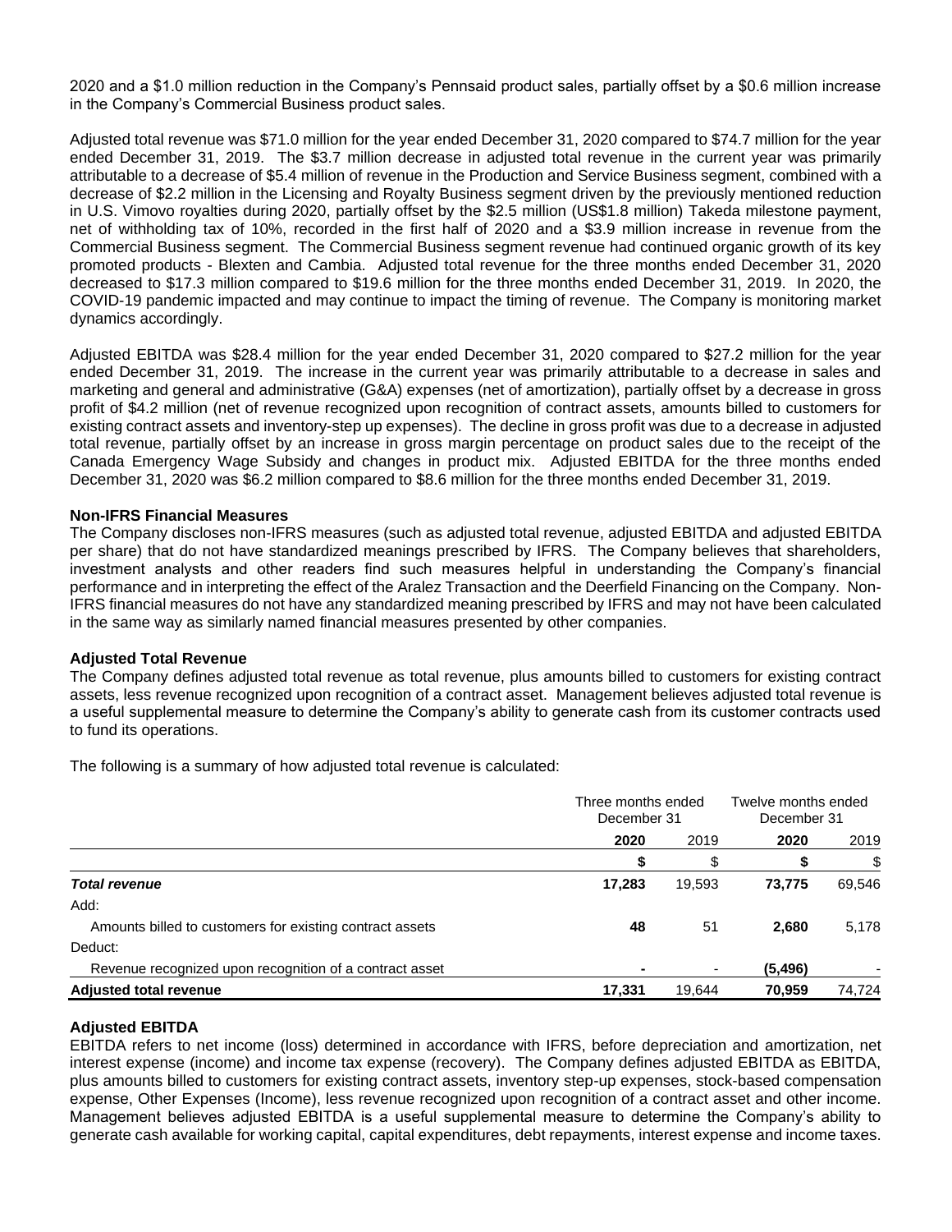2020 and a $1.0 million reduction in the Company's Pennsaid product sales, partially offset by a $0.6 million increase in the Company's Commercial Business product sales.

Adjusted total revenue was $71.0 million for the year ended December 31, 2020 compared to $74.7 million for the year ended December 31, 2019. The $3.7 million decrease in adjusted total revenue in the current year was primarily attributable to a decrease of $5.4 million of revenue in the Production and Service Business segment, combined with a decrease of $2.2 million in the Licensing and Royalty Business segment driven by the previously mentioned reduction in U.S. Vimovo royalties during 2020, partially offset by the $2.5 million (US$1.8 million) Takeda milestone payment, net of withholding tax of 10%, recorded in the first half of 2020 and a $3.9 million increase in revenue from the Commercial Business segment. The Commercial Business segment revenue had continued organic growth of its key promoted products - Blexten and Cambia. Adjusted total revenue for the three months ended December 31, 2020 decreased to $17.3 million compared to $19.6 million for the three months ended December 31, 2019. In 2020, the COVID-19 pandemic impacted and may continue to impact the timing of revenue. The Company is monitoring market dynamics accordingly.

Adjusted EBITDA was $28.4 million for the year ended December 31, 2020 compared to $27.2 million for the year ended December 31, 2019. The increase in the current year was primarily attributable to a decrease in sales and marketing and general and administrative (G&A) expenses (net of amortization), partially offset by a decrease in gross profit of $4.2 million (net of revenue recognized upon recognition of contract assets, amounts billed to customers for existing contract assets and inventory-step up expenses). The decline in gross profit was due to a decrease in adjusted total revenue, partially offset by an increase in gross margin percentage on product sales due to the receipt of the Canada Emergency Wage Subsidy and changes in product mix. Adjusted EBITDA for the three months ended December 31, 2020 was $6.2 million compared to $8.6 million for the three months ended December 31, 2019.

### Non-IFRS Financial Measures

The Company discloses non-IFRS measures (such as adjusted total revenue, adjusted EBITDA and adjusted EBITDA per share) that do not have standardized meanings prescribed by IFRS. The Company believes that shareholders, investment analysts and other readers find such measures helpful in understanding the Company's financial performance and in interpreting the effect of the Aralez Transaction and the Deerfield Financing on the Company. Non-IFRS financial measures do not have any standardized meaning prescribed by IFRS and may not have been calculated in the same way as similarly named financial measures presented by other companies.

### Adjusted Total Revenue

The Company defines adjusted total revenue as total revenue, plus amounts billed to customers for existing contract assets, less revenue recognized upon recognition of a contract asset. Management believes adjusted total revenue is a useful supplemental measure to determine the Company's ability to generate cash from its customer contracts used to fund its operations.

The following is a summary of how adjusted total revenue is calculated:

| | Three months ended December 31 | | Twelve months ended December 31 | |
|---|---|---|---|---|
| | **2020** | 2019 | **2020** | 2019 |
| | **$** | $ | **$** | $ |
| ***Total revenue*** | **17,283** | 19,593 | **73,775** | 69,546 |
| Add: | | | | |
| Amounts billed to customers for existing contract assets | **48** | 51 | **2,680** | 5,178 |
| Deduct: | | | | |
| Revenue recognized upon recognition of a contract asset | **-** | - | **(5,496)** | - |
| **Adjusted total revenue** | **17,331** | 19,644 | **70,959** | 74,724 |

### Adjusted EBITDA

EBITDA refers to net income (loss) determined in accordance with IFRS, before depreciation and amortization, net interest expense (income) and income tax expense (recovery). The Company defines adjusted EBITDA as EBITDA, plus amounts billed to customers for existing contract assets, inventory step-up expenses, stock-based compensation expense, Other Expenses (Income), less revenue recognized upon recognition of a contract asset and other income. Management believes adjusted EBITDA is a useful supplemental measure to determine the Company's ability to generate cash available for working capital, capital expenditures, debt repayments, interest expense and income taxes.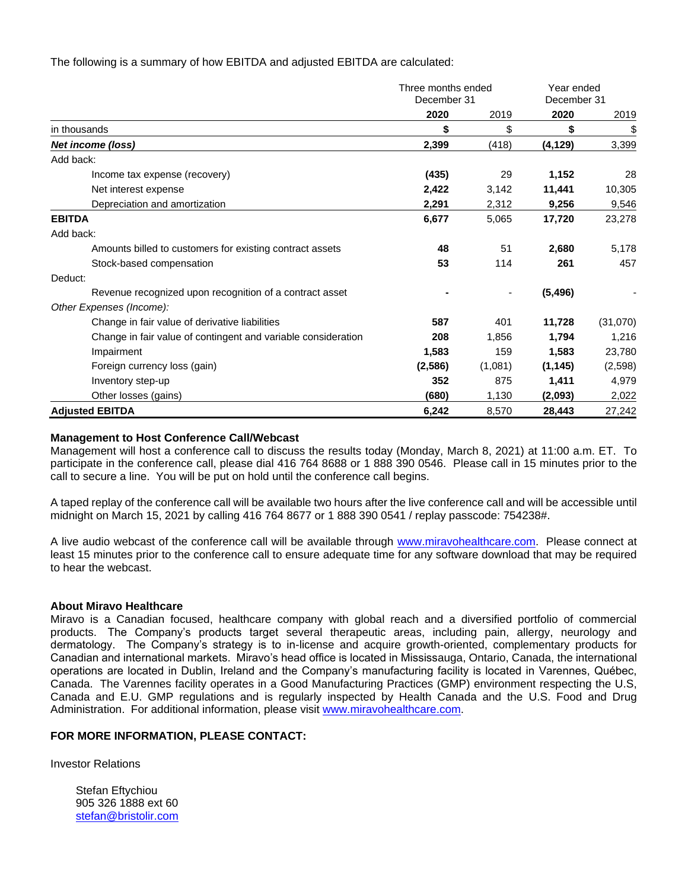The following is a summary of how EBITDA and adjusted EBITDA are calculated:

| | Three months ended December 31 | | Year ended December 31 | |
|---|---|---|---|---|
| | **2020** | 2019 | **2020** | 2019 |
| in thousands | **$** | $ | **$** | $ |
| ***Net income (loss)*** | **2,399** | (418) | **(4,129)** | 3,399 |
| Add back: | | | | |
| Income tax expense (recovery) | **(435)** | 29 | **1,152** | 28 |
| Net interest expense | **2,422** | 3,142 | **11,441** | 10,305 |
| Depreciation and amortization | **2,291** | 2,312 | **9,256** | 9,546 |
| **EBITDA** | **6,677** | 5,065 | **17,720** | 23,278 |
| Add back: | | | | |
| Amounts billed to customers for existing contract assets | **48** | 51 | **2,680** | 5,178 |
| Stock-based compensation | **53** | 114 | **261** | 457 |
| Deduct: | | | | |
| Revenue recognized upon recognition of a contract asset | **-** | - | **(5,496)** | - |
| *Other Expenses (Income):* | | | | |
| Change in fair value of derivative liabilities | **587** | 401 | **11,728** | (31,070) |
| Change in fair value of contingent and variable consideration | **208** | 1,856 | **1,794** | 1,216 |
| Impairment | **1,583** | 159 | **1,583** | 23,780 |
| Foreign currency loss (gain) | **(2,586)** | (1,081) | **(1,145)** | (2,598) |
| Inventory step-up | **352** | 875 | **1,411** | 4,979 |
| Other losses (gains) | **(680)** | 1,130 | **(2,093)** | 2,022 |
| **Adjusted EBITDA** | **6,242** | 8,570 | **28,443** | 27,242 |

**Management to Host Conference Call/Webcast**

Management will host a conference call to discuss the results today (Monday, March 8, 2021) at 11:00 a.m. ET. To participate in the conference call, please dial 416 764 8688 or 1 888 390 0546. Please call in 15 minutes prior to the call to secure a line. You will be put on hold until the conference call begins.

A taped replay of the conference call will be available two hours after the live conference call and will be accessible until midnight on March 15, 2021 by calling 416 764 8677 or 1 888 390 0541 / replay passcode: 754238#.

A live audio webcast of the conference call will be available through www.miravohealthcare.com. Please connect at least 15 minutes prior to the conference call to ensure adequate time for any software download that may be required to hear the webcast.

**About Miravo Healthcare**

Miravo is a Canadian focused, healthcare company with global reach and a diversified portfolio of commercial products. The Company's products target several therapeutic areas, including pain, allergy, neurology and dermatology. The Company's strategy is to in-license and acquire growth-oriented, complementary products for Canadian and international markets. Miravo's head office is located in Mississauga, Ontario, Canada, the international operations are located in Dublin, Ireland and the Company's manufacturing facility is located in Varennes, Québec, Canada. The Varennes facility operates in a Good Manufacturing Practices (GMP) environment respecting the U.S, Canada and E.U. GMP regulations and is regularly inspected by Health Canada and the U.S. Food and Drug Administration. For additional information, please visit www.miravohealthcare.com.

**FOR MORE INFORMATION, PLEASE CONTACT:**

Investor Relations

Stefan Eftychiou
905 326 1888 ext 60
stefan@bristolir.com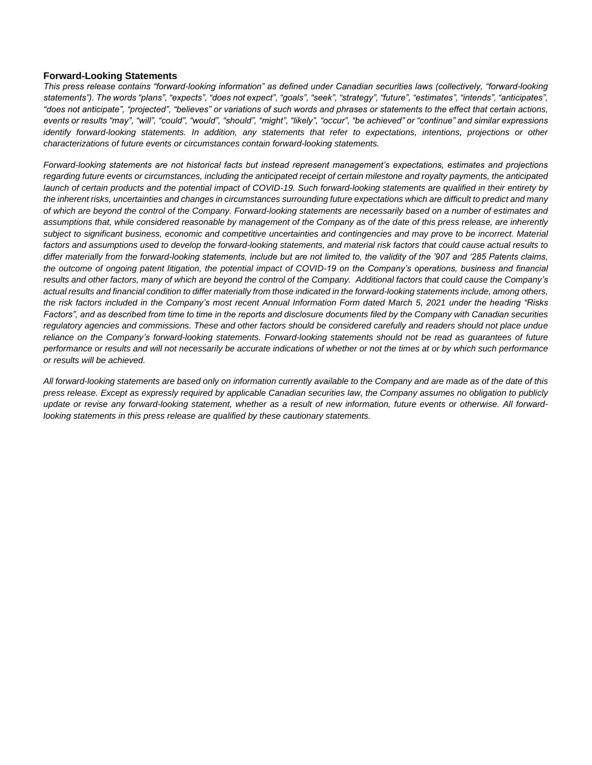## Forward-Looking Statements

*This press release contains "forward-looking information" as defined under Canadian securities laws (collectively, "forward-looking statements"). The words "plans", "expects", "does not expect", "goals", "seek", "strategy", "future", "estimates", "intends", "anticipates", "does not anticipate", "projected", "believes" or variations of such words and phrases or statements to the effect that certain actions, events or results "may", "will", "could", "would", "should", "might", "likely", "occur", "be achieved" or "continue" and similar expressions identify forward-looking statements. In addition, any statements that refer to expectations, intentions, projections or other characterizations of future events or circumstances contain forward-looking statements.*

*Forward-looking statements are not historical facts but instead represent management's expectations, estimates and projections regarding future events or circumstances, including the anticipated receipt of certain milestone and royalty payments, the anticipated launch of certain products and the potential impact of COVID-19. Such forward-looking statements are qualified in their entirety by the inherent risks, uncertainties and changes in circumstances surrounding future expectations which are difficult to predict and many of which are beyond the control of the Company. Forward-looking statements are necessarily based on a number of estimates and assumptions that, while considered reasonable by management of the Company as of the date of this press release, are inherently subject to significant business, economic and competitive uncertainties and contingencies and may prove to be incorrect. Material factors and assumptions used to develop the forward-looking statements, and material risk factors that could cause actual results to differ materially from the forward-looking statements, include but are not limited to, the validity of the '907 and '285 Patents claims, the outcome of ongoing patent litigation, the potential impact of COVID-19 on the Company's operations, business and financial results and other factors, many of which are beyond the control of the Company. Additional factors that could cause the Company's actual results and financial condition to differ materially from those indicated in the forward-looking statements include, among others, the risk factors included in the Company's most recent Annual Information Form dated March 5, 2021 under the heading "Risks Factors", and as described from time to time in the reports and disclosure documents filed by the Company with Canadian securities regulatory agencies and commissions. These and other factors should be considered carefully and readers should not place undue reliance on the Company's forward-looking statements. Forward-looking statements should not be read as guarantees of future performance or results and will not necessarily be accurate indications of whether or not the times at or by which such performance or results will be achieved.*

*All forward-looking statements are based only on information currently available to the Company and are made as of the date of this press release. Except as expressly required by applicable Canadian securities law, the Company assumes no obligation to publicly update or revise any forward-looking statement, whether as a result of new information, future events or otherwise. All forward-looking statements in this press release are qualified by these cautionary statements.*